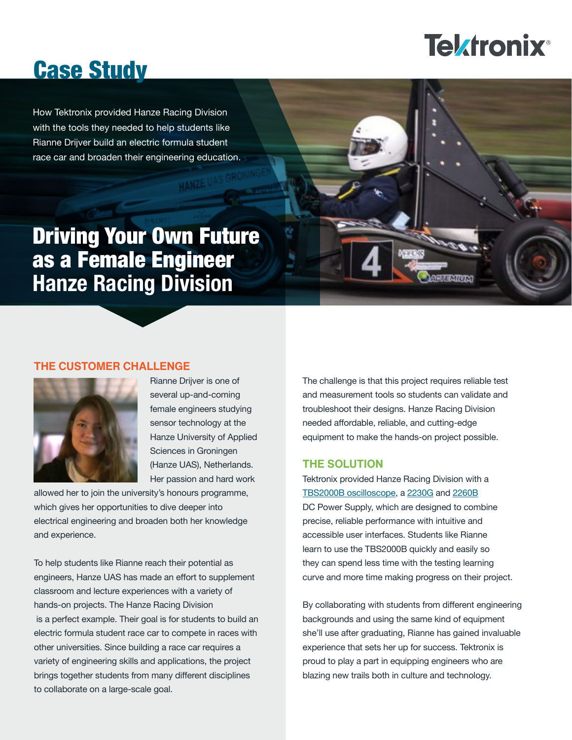# Case Study

How Tektronix provided Hanze Racing Division with the tools they needed to help students like Rianne Drijver build an electric formula student race car and broaden their engineering education.

# Driving Your Own Future as a Female Engineer Hanze Racing Division

## THE CUSTOMER CHALLENGE

Rianne Drijver is one of several up-and-coming female engineers studying sensor technology at the Hanze University of Applied Sciences in Groningen (Hanze UAS), Netherlands. Her passion and hard work allowed her to join the university's honours programme, which gives her opportunities to dive deeper into electrical engineering and broaden both her knowledge and experience.

To help students like Rianne reach their potential as engineers, Hanze UAS has made an effort to supplement classroom and lecture experiences with a variety of hands-on projects. The Hanze Racing Division is a perfect example. Their goal is for students to build an electric formula student race car to compete in races with other universities. Since building a race car requires a variety of engineering skills and applications, the project brings together students from many different disciplines to collaborate on a large-scale goal.

The challenge is that this project requires reliable test and measurement tools so students can validate and troubleshoot their designs. Hanze Racing Division needed affordable, reliable, and cutting-edge equipment to make the hands-on project possible.

## THE SOLUTION

Tektronix provided Hanze Racing Division with a TBS2000B oscilloscope, a 2230G and 2260B DC Power Supply, which are designed to combine precise, reliable performance with intuitive and accessible user interfaces. Students like Rianne learn to use the TBS2000B quickly and easily so they can spend less time with the testing learning curve and more time making progress on their project.

By collaborating with students from different engineering backgrounds and using the same kind of equipment she'll use after graduating, Rianne has gained invaluable experience that sets her up for success. Tektronix is proud to play a part in equipping engineers who are blazing new trails both in culture and technology.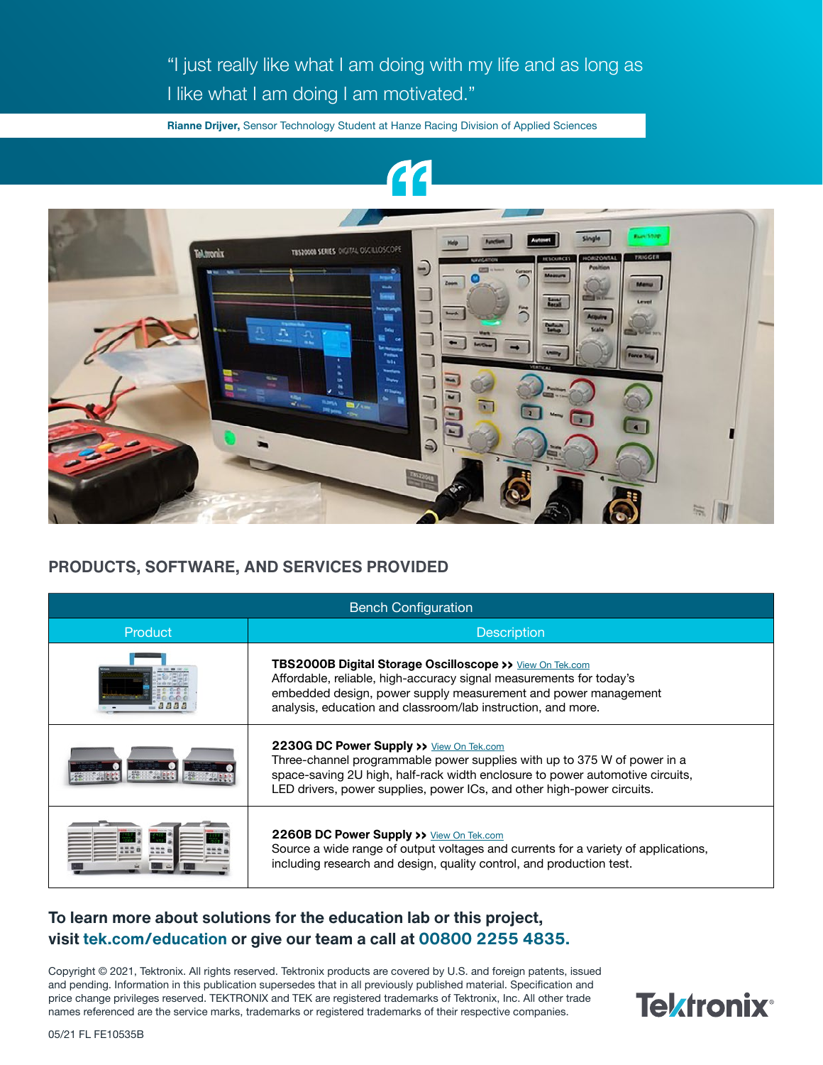"I just really like what I am doing with my life and as long as I like what I am doing I am motivated."

**Rianne Drijver,** Sensor Technology Student at Hanze Racing Division of Applied Sciences

## PRODUCTS, SOFTWARE, AND SERVICES PROVIDED

| Bench Configuration | |
|---|---|
| **Product** | **Description** |
| | **TBS2000B Digital Storage Oscilloscope >>** View On Tek.com<br>Affordable, reliable, high-accuracy signal measurements for today's embedded design, power supply measurement and power management analysis, education and classroom/lab instruction, and more. |
| | **2230G DC Power Supply >>** View On Tek.com<br>Three-channel programmable power supplies with up to 375 W of power in a space-saving 2U high, half-rack width enclosure to power automotive circuits, LED drivers, power supplies, power ICs, and other high-power circuits. |
| | **2260B DC Power Supply >>** View On Tek.com<br>Source a wide range of output voltages and currents for a variety of applications, including research and design, quality control, and production test. |

**To learn more about solutions for the education lab or this project, visit tek.com/education or give our team a call at 00800 2255 4835.**

Copyright © 2021, Tektronix. All rights reserved. Tektronix products are covered by U.S. and foreign patents, issued and pending. Information in this publication supersedes that in all previously published material. Specification and price change privileges reserved. TEKTRONIX and TEK are registered trademarks of Tektronix, Inc. All other trade names referenced are the service marks, trademarks or registered trademarks of their respective companies.

05/21 FL FE10535B